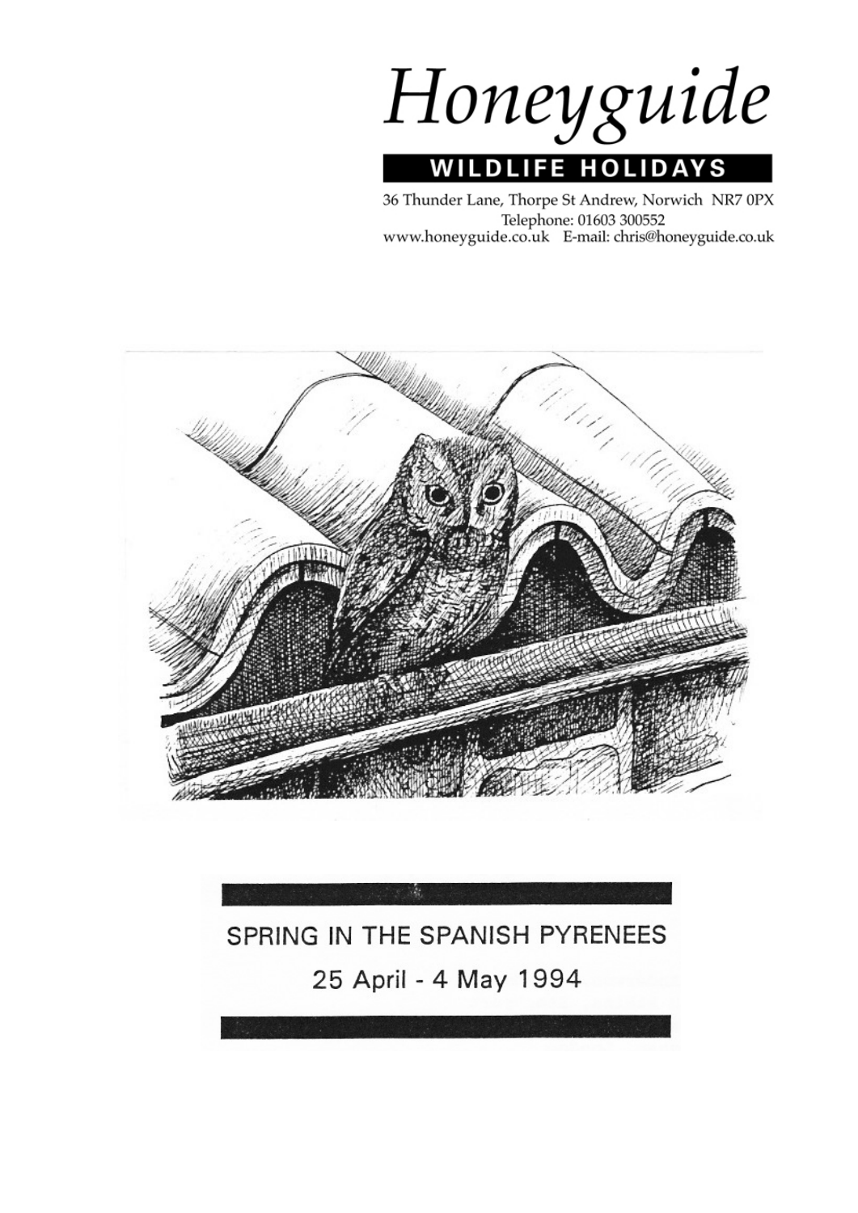# Honeyguide

**WILDLIFE HOLIDAYS**

36 Thunder Lane, Thorpe St Andrew, Norwich NR7 0PX
Telephone: 01603 300552
www.honeyguide.co.uk E-mail: chris@honeyguide.co.uk

## SPRING IN THE SPANISH PYRENEES

25 April - 4 May 1994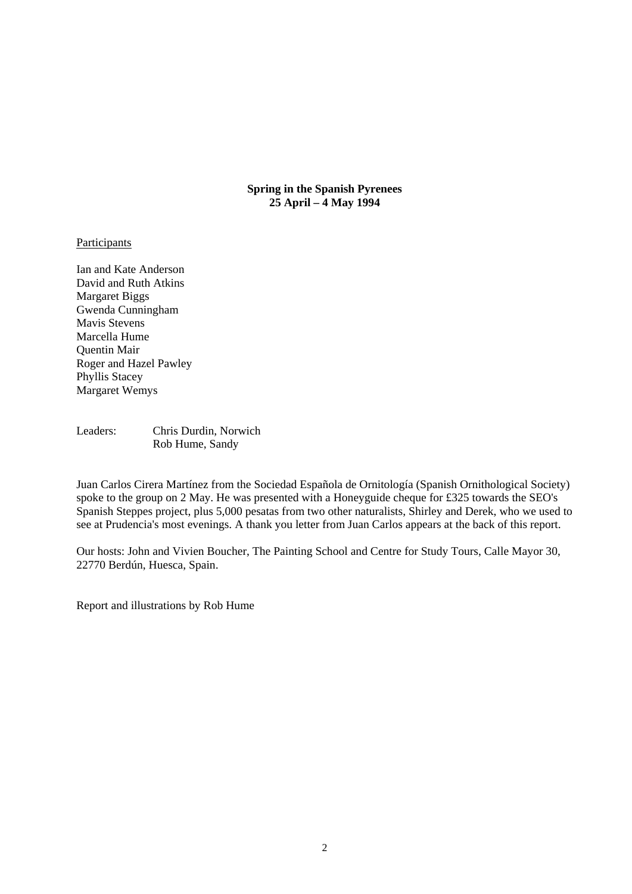**Spring in the Spanish Pyrenees**
**25 April – 4 May 1994**

Participants

Ian and Kate Anderson
David and Ruth Atkins
Margaret Biggs
Gwenda Cunningham
Mavis Stevens
Marcella Hume
Quentin Mair
Roger and Hazel Pawley
Phyllis Stacey
Margaret Wemys

Leaders: Chris Durdin, Norwich
Rob Hume, Sandy

Juan Carlos Cirera Martínez from the Sociedad Española de Ornitología (Spanish Ornithological Society) spoke to the group on 2 May. He was presented with a Honeyguide cheque for £325 towards the SEO's Spanish Steppes project, plus 5,000 pesatas from two other naturalists, Shirley and Derek, who we used to see at Prudencia's most evenings. A thank you letter from Juan Carlos appears at the back of this report.

Our hosts: John and Vivien Boucher, The Painting School and Centre for Study Tours, Calle Mayor 30, 22770 Berdún, Huesca, Spain.

Report and illustrations by Rob Hume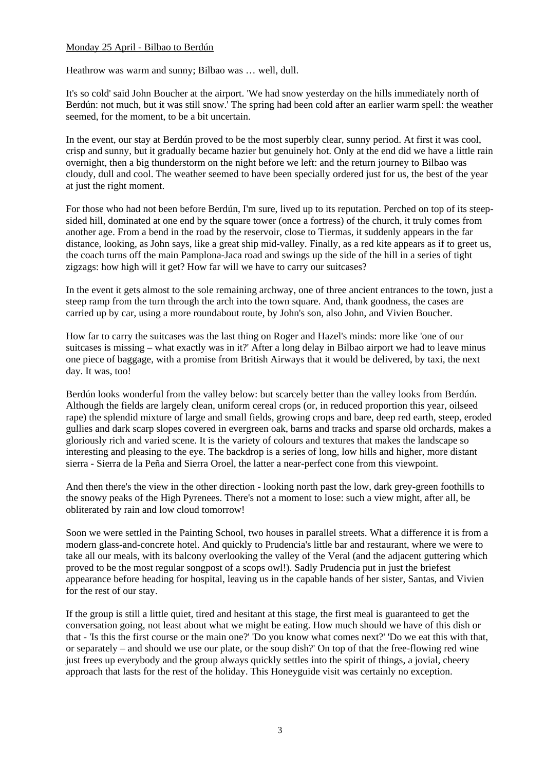Monday 25 April - Bilbao to Berdún

Heathrow was warm and sunny; Bilbao was … well, dull.

It's so cold' said John Boucher at the airport. 'We had snow yesterday on the hills immediately north of Berdún: not much, but it was still snow.' The spring had been cold after an earlier warm spell: the weather seemed, for the moment, to be a bit uncertain.

In the event, our stay at Berdún proved to be the most superbly clear, sunny period. At first it was cool, crisp and sunny, but it gradually became hazier but genuinely hot. Only at the end did we have a little rain overnight, then a big thunderstorm on the night before we left: and the return journey to Bilbao was cloudy, dull and cool. The weather seemed to have been specially ordered just for us, the best of the year at just the right moment.

For those who had not been before Berdún, I'm sure, lived up to its reputation. Perched on top of its steep-sided hill, dominated at one end by the square tower (once a fortress) of the church, it truly comes from another age. From a bend in the road by the reservoir, close to Tiermas, it suddenly appears in the far distance, looking, as John says, like a great ship mid-valley. Finally, as a red kite appears as if to greet us, the coach turns off the main Pamplona-Jaca road and swings up the side of the hill in a series of tight zigzags: how high will it get? How far will we have to carry our suitcases?

In the event it gets almost to the sole remaining archway, one of three ancient entrances to the town, just a steep ramp from the turn through the arch into the town square. And, thank goodness, the cases are carried up by car, using a more roundabout route, by John's son, also John, and Vivien Boucher.

How far to carry the suitcases was the last thing on Roger and Hazel's minds: more like 'one of our suitcases is missing – what exactly was in it?' After a long delay in Bilbao airport we had to leave minus one piece of baggage, with a promise from British Airways that it would be delivered, by taxi, the next day. It was, too!

Berdún looks wonderful from the valley below: but scarcely better than the valley looks from Berdún. Although the fields are largely clean, uniform cereal crops (or, in reduced proportion this year, oilseed rape) the splendid mixture of large and small fields, growing crops and bare, deep red earth, steep, eroded gullies and dark scarp slopes covered in evergreen oak, barns and tracks and sparse old orchards, makes a gloriously rich and varied scene. It is the variety of colours and textures that makes the landscape so interesting and pleasing to the eye. The backdrop is a series of long, low hills and higher, more distant sierra - Sierra de la Peña and Sierra Oroel, the latter a near-perfect cone from this viewpoint.

And then there's the view in the other direction - looking north past the low, dark grey-green foothills to the snowy peaks of the High Pyrenees. There's not a moment to lose: such a view might, after all, be obliterated by rain and low cloud tomorrow!

Soon we were settled in the Painting School, two houses in parallel streets. What a difference it is from a modern glass-and-concrete hotel. And quickly to Prudencia's little bar and restaurant, where we were to take all our meals, with its balcony overlooking the valley of the Veral (and the adjacent guttering which proved to be the most regular songpost of a scops owl!). Sadly Prudencia put in just the briefest appearance before heading for hospital, leaving us in the capable hands of her sister, Santas, and Vivien for the rest of our stay.

If the group is still a little quiet, tired and hesitant at this stage, the first meal is guaranteed to get the conversation going, not least about what we might be eating. How much should we have of this dish or that - 'Is this the first course or the main one?' 'Do you know what comes next?' 'Do we eat this with that, or separately – and should we use our plate, or the soup dish?' On top of that the free-flowing red wine just frees up everybody and the group always quickly settles into the spirit of things, a jovial, cheery approach that lasts for the rest of the holiday. This Honeyguide visit was certainly no exception.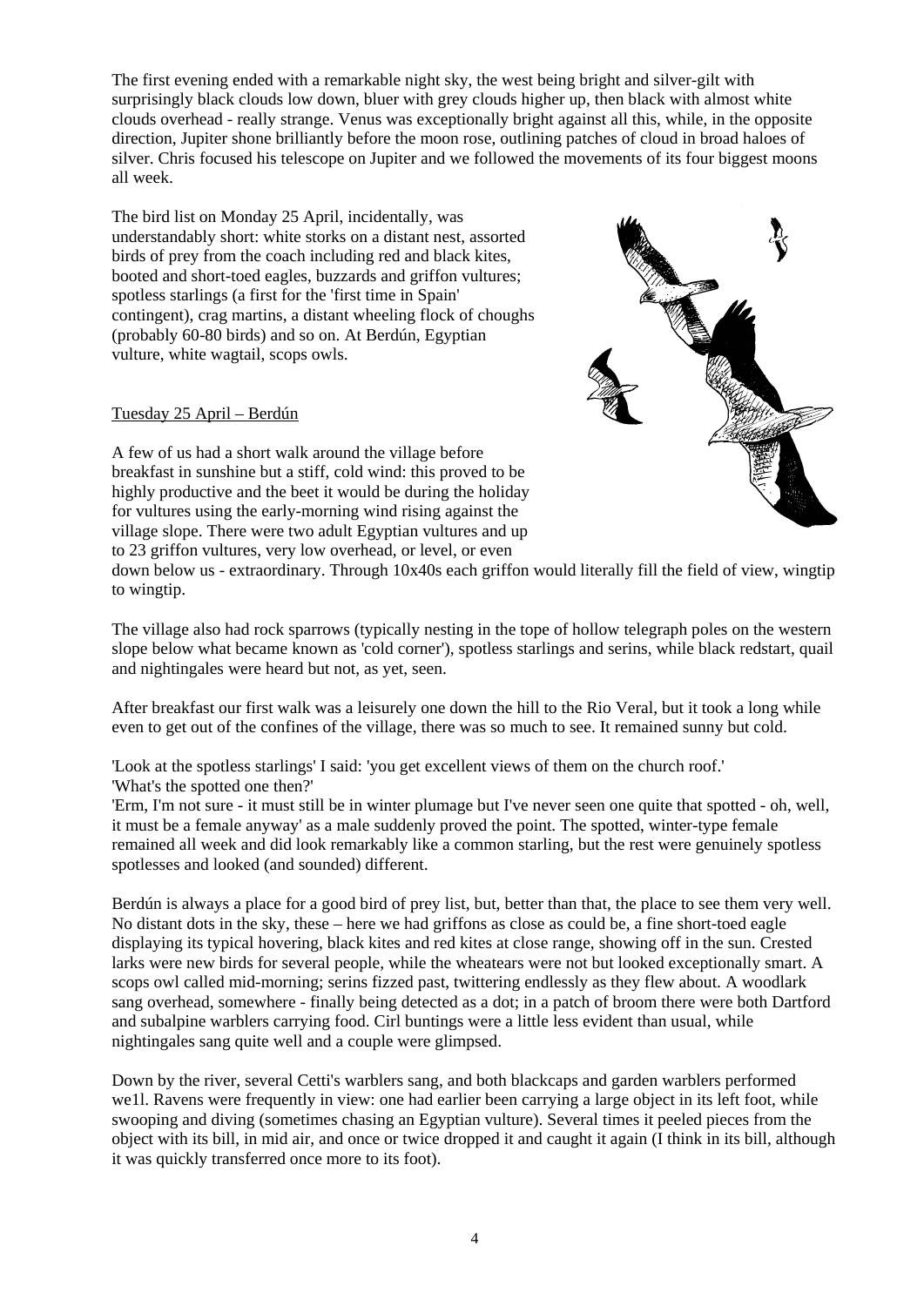The first evening ended with a remarkable night sky, the west being bright and silver-gilt with surprisingly black clouds low down, bluer with grey clouds higher up, then black with almost white clouds overhead - really strange. Venus was exceptionally bright against all this, while, in the opposite direction, Jupiter shone brilliantly before the moon rose, outlining patches of cloud in broad haloes of silver. Chris focused his telescope on Jupiter and we followed the movements of its four biggest moons all week.

The bird list on Monday 25 April, incidentally, was understandably short: white storks on a distant nest, assorted birds of prey from the coach including red and black kites, booted and short-toed eagles, buzzards and griffon vultures; spotless starlings (a first for the 'first time in Spain' contingent), crag martins, a distant wheeling flock of choughs (probably 60-80 birds) and so on. At Berdún, Egyptian vulture, white wagtail, scops owls.

Tuesday 25 April – Berdún

A few of us had a short walk around the village before breakfast in sunshine but a stiff, cold wind: this proved to be highly productive and the beet it would be during the holiday for vultures using the early-morning wind rising against the village slope. There were two adult Egyptian vultures and up to 23 griffon vultures, very low overhead, or level, or even down below us - extraordinary. Through 10x40s each griffon would literally fill the field of view, wingtip to wingtip.

The village also had rock sparrows (typically nesting in the tope of hollow telegraph poles on the western slope below what became known as 'cold corner'), spotless starlings and serins, while black redstart, quail and nightingales were heard but not, as yet, seen.

After breakfast our first walk was a leisurely one down the hill to the Rio Veral, but it took a long while even to get out of the confines of the village, there was so much to see. It remained sunny but cold.

'Look at the spotless starlings' I said: 'you get excellent views of them on the church roof.'
'What's the spotted one then?'
'Erm, I'm not sure - it must still be in winter plumage but I've never seen one quite that spotted - oh, well, it must be a female anyway' as a male suddenly proved the point. The spotted, winter-type female remained all week and did look remarkably like a common starling, but the rest were genuinely spotless spotlesses and looked (and sounded) different.

Berdún is always a place for a good bird of prey list, but, better than that, the place to see them very well. No distant dots in the sky, these – here we had griffons as close as could be, a fine short-toed eagle displaying its typical hovering, black kites and red kites at close range, showing off in the sun. Crested larks were new birds for several people, while the wheatears were not but looked exceptionally smart. A scops owl called mid-morning; serins fizzed past, twittering endlessly as they flew about. A woodlark sang overhead, somewhere - finally being detected as a dot; in a patch of broom there were both Dartford and subalpine warblers carrying food. Cirl buntings were a little less evident than usual, while nightingales sang quite well and a couple were glimpsed.

Down by the river, several Cetti's warblers sang, and both blackcaps and garden warblers performed we1l. Ravens were frequently in view: one had earlier been carrying a large object in its left foot, while swooping and diving (sometimes chasing an Egyptian vulture). Several times it peeled pieces from the object with its bill, in mid air, and once or twice dropped it and caught it again (I think in its bill, although it was quickly transferred once more to its foot).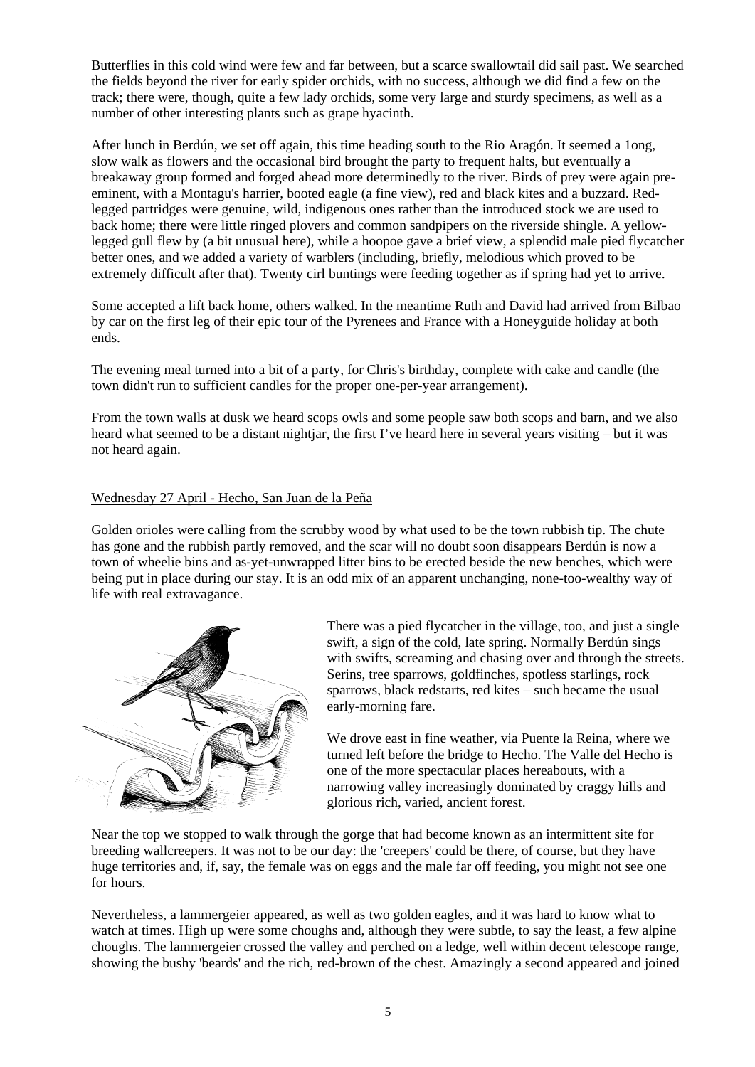Butterflies in this cold wind were few and far between, but a scarce swallowtail did sail past. We searched the fields beyond the river for early spider orchids, with no success, although we did find a few on the track; there were, though, quite a few lady orchids, some very large and sturdy specimens, as well as a number of other interesting plants such as grape hyacinth.

After lunch in Berdún, we set off again, this time heading south to the Rio Aragón. It seemed a 1ong, slow walk as flowers and the occasional bird brought the party to frequent halts, but eventually a breakaway group formed and forged ahead more determinedly to the river. Birds of prey were again pre-eminent, with a Montagu's harrier, booted eagle (a fine view), red and black kites and a buzzard. Red-legged partridges were genuine, wild, indigenous ones rather than the introduced stock we are used to back home; there were little ringed plovers and common sandpipers on the riverside shingle. A yellow-legged gull flew by (a bit unusual here), while a hoopoe gave a brief view, a splendid male pied flycatcher better ones, and we added a variety of warblers (including, briefly, melodious which proved to be extremely difficult after that). Twenty cirl buntings were feeding together as if spring had yet to arrive.

Some accepted a lift back home, others walked. In the meantime Ruth and David had arrived from Bilbao by car on the first leg of their epic tour of the Pyrenees and France with a Honeyguide holiday at both ends.

The evening meal turned into a bit of a party, for Chris's birthday, complete with cake and candle (the town didn't run to sufficient candles for the proper one-per-year arrangement).

From the town walls at dusk we heard scops owls and some people saw both scops and barn, and we also heard what seemed to be a distant nightjar, the first I've heard here in several years visiting – but it was not heard again.

## Wednesday 27 April - Hecho, San Juan de la Peña

Golden orioles were calling from the scrubby wood by what used to be the town rubbish tip. The chute has gone and the rubbish partly removed, and the scar will no doubt soon disappears Berdún is now a town of wheelie bins and as-yet-unwrapped litter bins to be erected beside the new benches, which were being put in place during our stay. It is an odd mix of an apparent unchanging, none-too-wealthy way of life with real extravagance.

There was a pied flycatcher in the village, too, and just a single swift, a sign of the cold, late spring. Normally Berdún sings with swifts, screaming and chasing over and through the streets. Serins, tree sparrows, goldfinches, spotless starlings, rock sparrows, black redstarts, red kites – such became the usual early-morning fare.

We drove east in fine weather, via Puente la Reina, where we turned left before the bridge to Hecho. The Valle del Hecho is one of the more spectacular places hereabouts, with a narrowing valley increasingly dominated by craggy hills and glorious rich, varied, ancient forest.

Near the top we stopped to walk through the gorge that had become known as an intermittent site for breeding wallcreepers. It was not to be our day: the 'creepers' could be there, of course, but they have huge territories and, if, say, the female was on eggs and the male far off feeding, you might not see one for hours.

Nevertheless, a lammergeier appeared, as well as two golden eagles, and it was hard to know what to watch at times. High up were some choughs and, although they were subtle, to say the least, a few alpine choughs. The lammergeier crossed the valley and perched on a ledge, well within decent telescope range, showing the bushy 'beards' and the rich, red-brown of the chest. Amazingly a second appeared and joined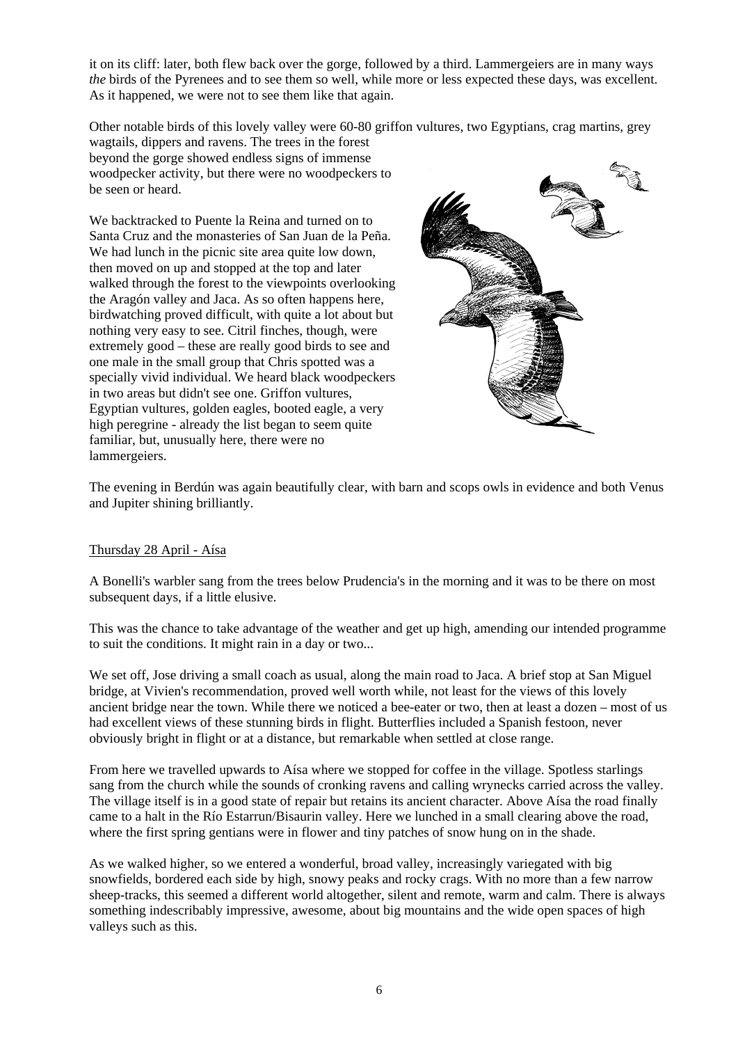it on its cliff: later, both flew back over the gorge, followed by a third. Lammergeiers are in many ways *the* birds of the Pyrenees and to see them so well, while more or less expected these days, was excellent. As it happened, we were not to see them like that again.

Other notable birds of this lovely valley were 60-80 griffon vultures, two Egyptians, crag martins, grey wagtails, dippers and ravens. The trees in the forest beyond the gorge showed endless signs of immense woodpecker activity, but there were no woodpeckers to be seen or heard.

We backtracked to Puente la Reina and turned on to Santa Cruz and the monasteries of San Juan de la Peña. We had lunch in the picnic site area quite low down, then moved on up and stopped at the top and later walked through the forest to the viewpoints overlooking the Aragón valley and Jaca. As so often happens here, birdwatching proved difficult, with quite a lot about but nothing very easy to see. Citril finches, though, were extremely good – these are really good birds to see and one male in the small group that Chris spotted was a specially vivid individual. We heard black woodpeckers in two areas but didn't see one. Griffon vultures, Egyptian vultures, golden eagles, booted eagle, a very high peregrine - already the list began to seem quite familiar, but, unusually here, there were no lammergeiers.

The evening in Berdún was again beautifully clear, with barn and scops owls in evidence and both Venus and Jupiter shining brilliantly.

## Thursday 28 April - Aísa

A Bonelli's warbler sang from the trees below Prudencia's in the morning and it was to be there on most subsequent days, if a little elusive.

This was the chance to take advantage of the weather and get up high, amending our intended programme to suit the conditions. It might rain in a day or two...

We set off, Jose driving a small coach as usual, along the main road to Jaca. A brief stop at San Miguel bridge, at Vivien's recommendation, proved well worth while, not least for the views of this lovely ancient bridge near the town. While there we noticed a bee-eater or two, then at least a dozen – most of us had excellent views of these stunning birds in flight. Butterflies included a Spanish festoon, never obviously bright in flight or at a distance, but remarkable when settled at close range.

From here we travelled upwards to Aísa where we stopped for coffee in the village. Spotless starlings sang from the church while the sounds of cronking ravens and calling wrynecks carried across the valley. The village itself is in a good state of repair but retains its ancient character. Above Aísa the road finally came to a halt in the Río Estarrun/Bisaurin valley. Here we lunched in a small clearing above the road, where the first spring gentians were in flower and tiny patches of snow hung on in the shade.

As we walked higher, so we entered a wonderful, broad valley, increasingly variegated with big snowfields, bordered each side by high, snowy peaks and rocky crags. With no more than a few narrow sheep-tracks, this seemed a different world altogether, silent and remote, warm and calm. There is always something indescribably impressive, awesome, about big mountains and the wide open spaces of high valleys such as this.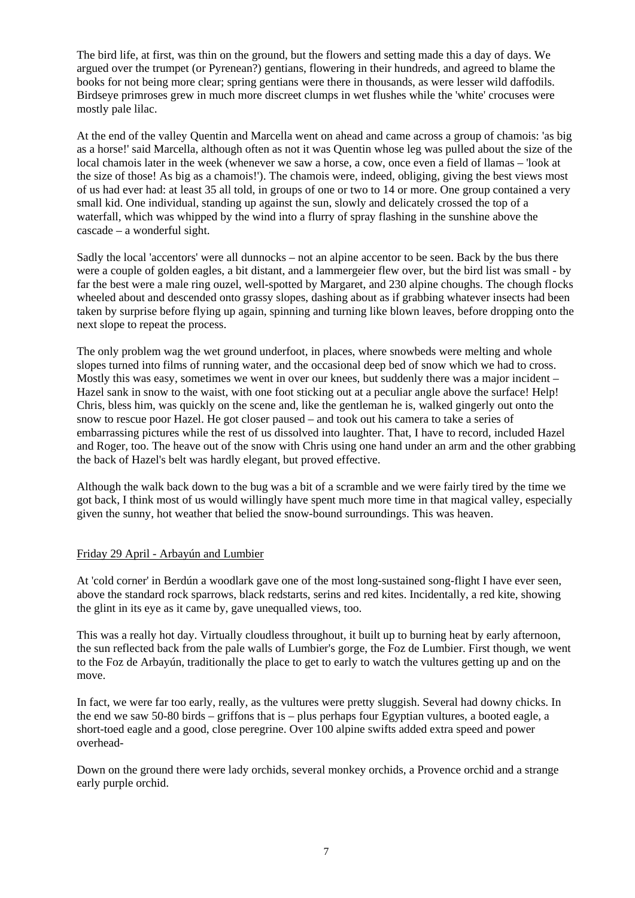The bird life, at first, was thin on the ground, but the flowers and setting made this a day of days. We argued over the trumpet (or Pyrenean?) gentians, flowering in their hundreds, and agreed to blame the books for not being more clear; spring gentians were there in thousands, as were lesser wild daffodils. Birdseye primroses grew in much more discreet clumps in wet flushes while the 'white' crocuses were mostly pale lilac.

At the end of the valley Quentin and Marcella went on ahead and came across a group of chamois: 'as big as a horse!' said Marcella, although often as not it was Quentin whose leg was pulled about the size of the local chamois later in the week (whenever we saw a horse, a cow, once even a field of llamas – 'look at the size of those! As big as a chamois!'). The chamois were, indeed, obliging, giving the best views most of us had ever had: at least 35 all told, in groups of one or two to 14 or more. One group contained a very small kid. One individual, standing up against the sun, slowly and delicately crossed the top of a waterfall, which was whipped by the wind into a flurry of spray flashing in the sunshine above the cascade – a wonderful sight.

Sadly the local 'accentors' were all dunnocks – not an alpine accentor to be seen. Back by the bus there were a couple of golden eagles, a bit distant, and a lammergeier flew over, but the bird list was small - by far the best were a male ring ouzel, well-spotted by Margaret, and 230 alpine choughs. The chough flocks wheeled about and descended onto grassy slopes, dashing about as if grabbing whatever insects had been taken by surprise before flying up again, spinning and turning like blown leaves, before dropping onto the next slope to repeat the process.

The only problem wag the wet ground underfoot, in places, where snowbeds were melting and whole slopes turned into films of running water, and the occasional deep bed of snow which we had to cross. Mostly this was easy, sometimes we went in over our knees, but suddenly there was a major incident – Hazel sank in snow to the waist, with one foot sticking out at a peculiar angle above the surface! Help! Chris, bless him, was quickly on the scene and, like the gentleman he is, walked gingerly out onto the snow to rescue poor Hazel. He got closer paused – and took out his camera to take a series of embarrassing pictures while the rest of us dissolved into laughter. That, I have to record, included Hazel and Roger, too. The heave out of the snow with Chris using one hand under an arm and the other grabbing the back of Hazel's belt was hardly elegant, but proved effective.

Although the walk back down to the bug was a bit of a scramble and we were fairly tired by the time we got back, I think most of us would willingly have spent much more time in that magical valley, especially given the sunny, hot weather that belied the snow-bound surroundings. This was heaven.

<u>Friday 29 April - Arbayún and Lumbier</u>

At 'cold corner' in Berdún a woodlark gave one of the most long-sustained song-flight I have ever seen, above the standard rock sparrows, black redstarts, serins and red kites. Incidentally, a red kite, showing the glint in its eye as it came by, gave unequalled views, too.

This was a really hot day. Virtually cloudless throughout, it built up to burning heat by early afternoon, the sun reflected back from the pale walls of Lumbier's gorge, the Foz de Lumbier. First though, we went to the Foz de Arbayún, traditionally the place to get to early to watch the vultures getting up and on the move.

In fact, we were far too early, really, as the vultures were pretty sluggish. Several had downy chicks. In the end we saw 50-80 birds – griffons that is – plus perhaps four Egyptian vultures, a booted eagle, a short-toed eagle and a good, close peregrine. Over 100 alpine swifts added extra speed and power overhead-

Down on the ground there were lady orchids, several monkey orchids, a Provence orchid and a strange early purple orchid.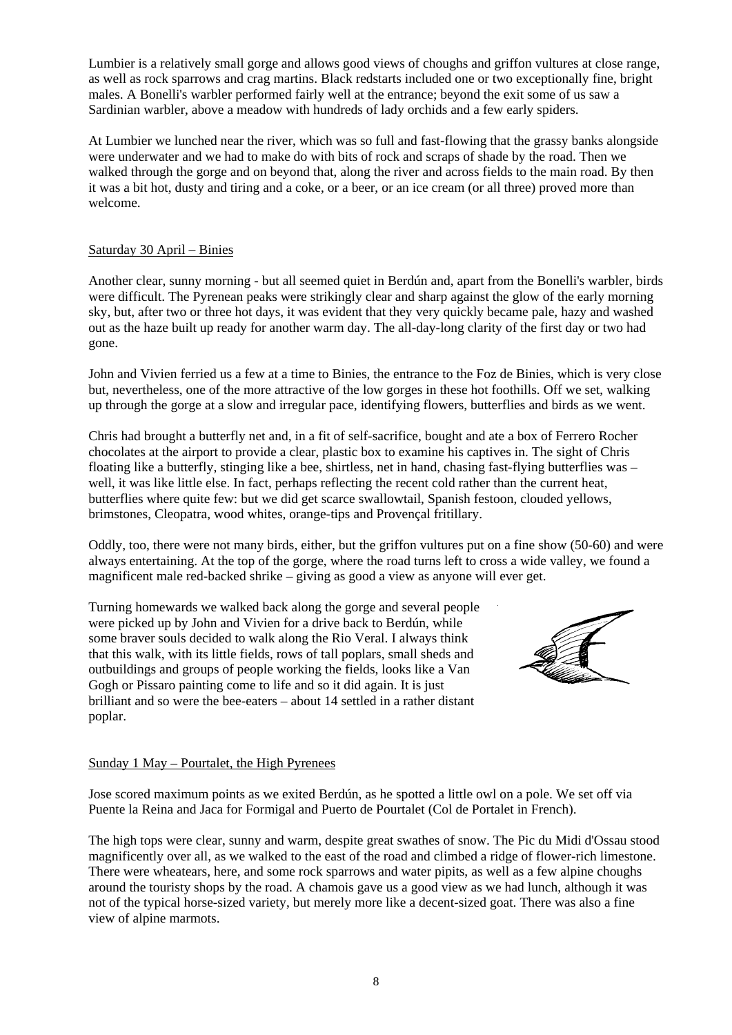Lumbier is a relatively small gorge and allows good views of choughs and griffon vultures at close range, as well as rock sparrows and crag martins. Black redstarts included one or two exceptionally fine, bright males. A Bonelli's warbler performed fairly well at the entrance; beyond the exit some of us saw a Sardinian warbler, above a meadow with hundreds of lady orchids and a few early spiders.

At Lumbier we lunched near the river, which was so full and fast-flowing that the grassy banks alongside were underwater and we had to make do with bits of rock and scraps of shade by the road. Then we walked through the gorge and on beyond that, along the river and across fields to the main road. By then it was a bit hot, dusty and tiring and a coke, or a beer, or an ice cream (or all three) proved more than welcome.

## Saturday 30 April – Binies

Another clear, sunny morning - but all seemed quiet in Berdún and, apart from the Bonelli's warbler, birds were difficult. The Pyrenean peaks were strikingly clear and sharp against the glow of the early morning sky, but, after two or three hot days, it was evident that they very quickly became pale, hazy and washed out as the haze built up ready for another warm day. The all-day-long clarity of the first day or two had gone.

John and Vivien ferried us a few at a time to Binies, the entrance to the Foz de Binies, which is very close but, nevertheless, one of the more attractive of the low gorges in these hot foothills. Off we set, walking up through the gorge at a slow and irregular pace, identifying flowers, butterflies and birds as we went.

Chris had brought a butterfly net and, in a fit of self-sacrifice, bought and ate a box of Ferrero Rocher chocolates at the airport to provide a clear, plastic box to examine his captives in. The sight of Chris floating like a butterfly, stinging like a bee, shirtless, net in hand, chasing fast-flying butterflies was – well, it was like little else. In fact, perhaps reflecting the recent cold rather than the current heat, butterflies where quite few: but we did get scarce swallowtail, Spanish festoon, clouded yellows, brimstones, Cleopatra, wood whites, orange-tips and Provençal fritillary.

Oddly, too, there were not many birds, either, but the griffon vultures put on a fine show (50-60) and were always entertaining. At the top of the gorge, where the road turns left to cross a wide valley, we found a magnificent male red-backed shrike – giving as good a view as anyone will ever get.

Turning homewards we walked back along the gorge and several people were picked up by John and Vivien for a drive back to Berdún, while some braver souls decided to walk along the Rio Veral. I always think that this walk, with its little fields, rows of tall poplars, small sheds and outbuildings and groups of people working the fields, looks like a Van Gogh or Pissaro painting come to life and so it did again. It is just brilliant and so were the bee-eaters – about 14 settled in a rather distant poplar.

## Sunday 1 May – Pourtalet, the High Pyrenees

Jose scored maximum points as we exited Berdún, as he spotted a little owl on a pole. We set off via Puente la Reina and Jaca for Formigal and Puerto de Pourtalet (Col de Portalet in French).

The high tops were clear, sunny and warm, despite great swathes of snow. The Pic du Midi d'Ossau stood magnificently over all, as we walked to the east of the road and climbed a ridge of flower-rich limestone. There were wheatears, here, and some rock sparrows and water pipits, as well as a few alpine choughs around the touristy shops by the road. A chamois gave us a good view as we had lunch, although it was not of the typical horse-sized variety, but merely more like a decent-sized goat. There was also a fine view of alpine marmots.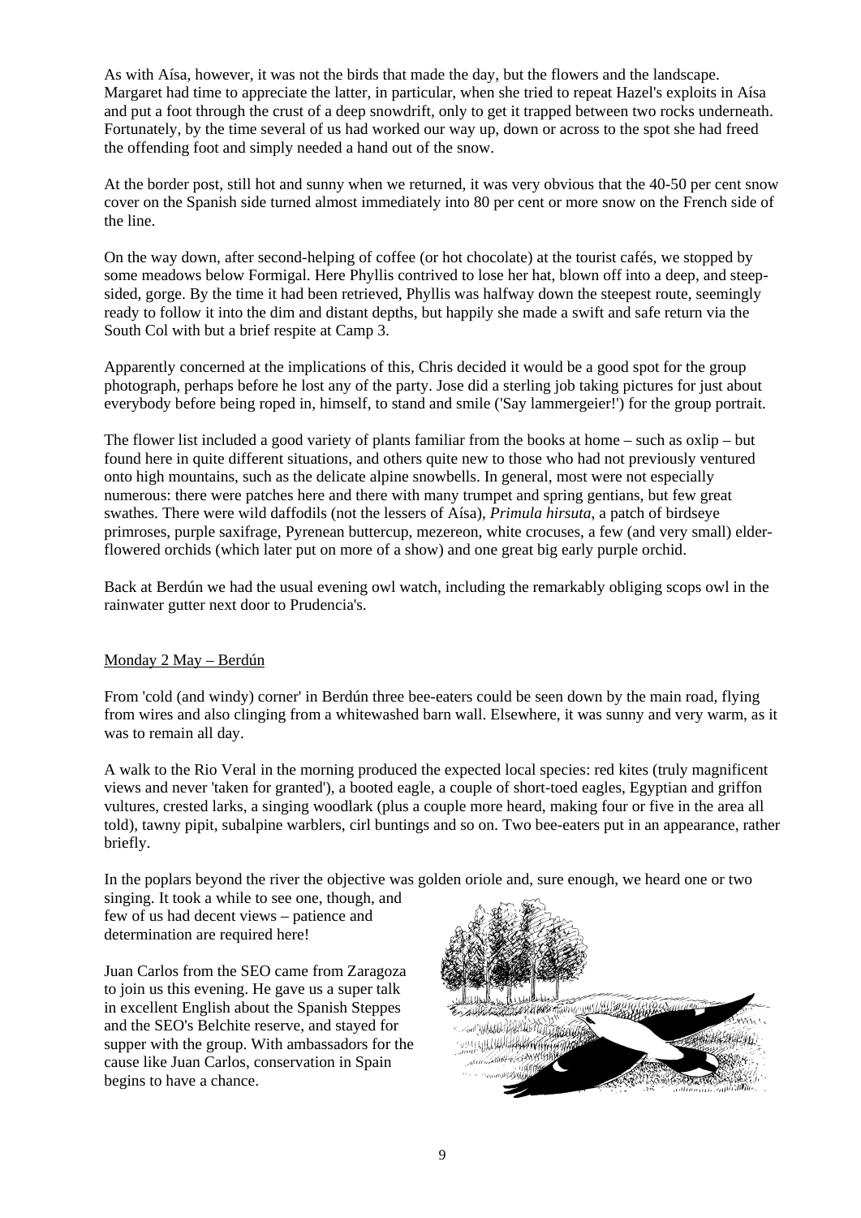As with Aísa, however, it was not the birds that made the day, but the flowers and the landscape. Margaret had time to appreciate the latter, in particular, when she tried to repeat Hazel's exploits in Aísa and put a foot through the crust of a deep snowdrift, only to get it trapped between two rocks underneath. Fortunately, by the time several of us had worked our way up, down or across to the spot she had freed the offending foot and simply needed a hand out of the snow.

At the border post, still hot and sunny when we returned, it was very obvious that the 40-50 per cent snow cover on the Spanish side turned almost immediately into 80 per cent or more snow on the French side of the line.

On the way down, after second-helping of coffee (or hot chocolate) at the tourist cafés, we stopped by some meadows below Formigal. Here Phyllis contrived to lose her hat, blown off into a deep, and steep-sided, gorge. By the time it had been retrieved, Phyllis was halfway down the steepest route, seemingly ready to follow it into the dim and distant depths, but happily she made a swift and safe return via the South Col with but a brief respite at Camp 3.

Apparently concerned at the implications of this, Chris decided it would be a good spot for the group photograph, perhaps before he lost any of the party. Jose did a sterling job taking pictures for just about everybody before being roped in, himself, to stand and smile ('Say lammergeier!') for the group portrait.

The flower list included a good variety of plants familiar from the books at home – such as oxlip – but found here in quite different situations, and others quite new to those who had not previously ventured onto high mountains, such as the delicate alpine snowbells. In general, most were not especially numerous: there were patches here and there with many trumpet and spring gentians, but few great swathes. There were wild daffodils (not the lessers of Aísa), *Primula hirsuta*, a patch of birdseye primroses, purple saxifrage, Pyrenean buttercup, mezereon, white crocuses, a few (and very small) elder-flowered orchids (which later put on more of a show) and one great big early purple orchid.

Back at Berdún we had the usual evening owl watch, including the remarkably obliging scops owl in the rainwater gutter next door to Prudencia's.

## Monday 2 May – Berdún

From 'cold (and windy) corner' in Berdún three bee-eaters could be seen down by the main road, flying from wires and also clinging from a whitewashed barn wall. Elsewhere, it was sunny and very warm, as it was to remain all day.

A walk to the Rio Veral in the morning produced the expected local species: red kites (truly magnificent views and never 'taken for granted'), a booted eagle, a couple of short-toed eagles, Egyptian and griffon vultures, crested larks, a singing woodlark (plus a couple more heard, making four or five in the area all told), tawny pipit, subalpine warblers, cirl buntings and so on. Two bee-eaters put in an appearance, rather briefly.

In the poplars beyond the river the objective was golden oriole and, sure enough, we heard one or two singing. It took a while to see one, though, and few of us had decent views – patience and determination are required here!

Juan Carlos from the SEO came from Zaragoza to join us this evening. He gave us a super talk in excellent English about the Spanish Steppes and the SEO's Belchite reserve, and stayed for supper with the group. With ambassadors for the cause like Juan Carlos, conservation in Spain begins to have a chance.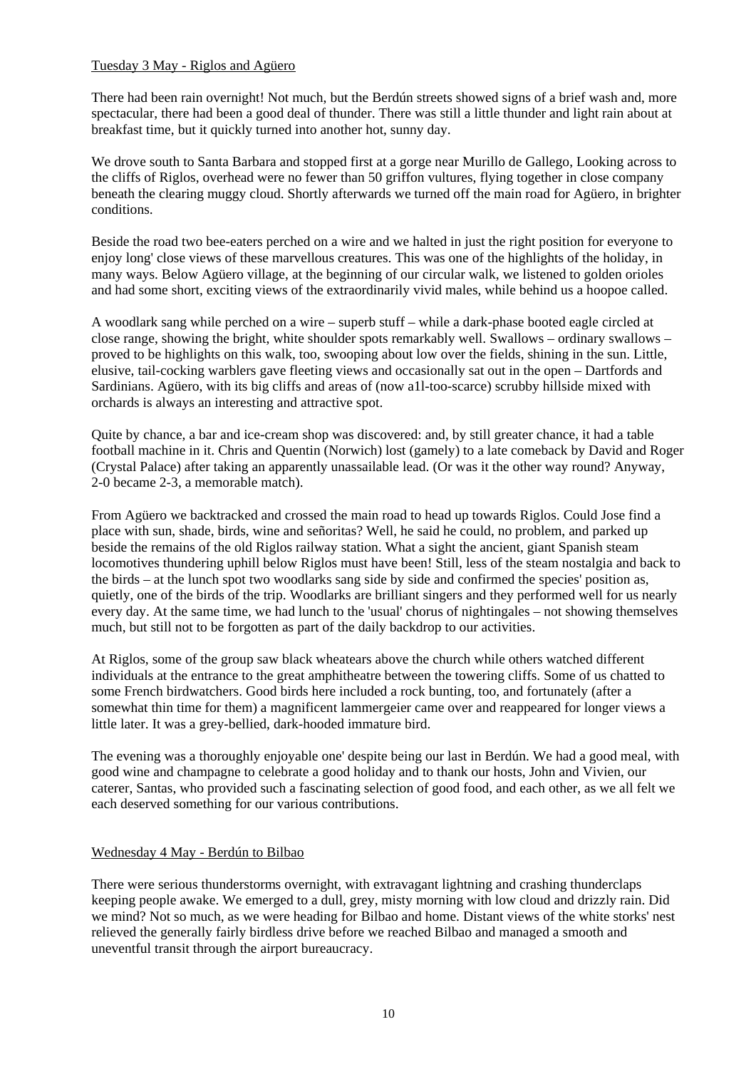Tuesday 3 May - Riglos and Agüero

There had been rain overnight! Not much, but the Berdún streets showed signs of a brief wash and, more spectacular, there had been a good deal of thunder. There was still a little thunder and light rain about at breakfast time, but it quickly turned into another hot, sunny day.

We drove south to Santa Barbara and stopped first at a gorge near Murillo de Gallego, Looking across to the cliffs of Riglos, overhead were no fewer than 50 griffon vultures, flying together in close company beneath the clearing muggy cloud. Shortly afterwards we turned off the main road for Agüero, in brighter conditions.

Beside the road two bee-eaters perched on a wire and we halted in just the right position for everyone to enjoy long' close views of these marvellous creatures. This was one of the highlights of the holiday, in many ways. Below Agüero village, at the beginning of our circular walk, we listened to golden orioles and had some short, exciting views of the extraordinarily vivid males, while behind us a hoopoe called.

A woodlark sang while perched on a wire – superb stuff – while a dark-phase booted eagle circled at close range, showing the bright, white shoulder spots remarkably well. Swallows – ordinary swallows – proved to be highlights on this walk, too, swooping about low over the fields, shining in the sun. Little, elusive, tail-cocking warblers gave fleeting views and occasionally sat out in the open – Dartfords and Sardinians. Agüero, with its big cliffs and areas of (now a1l-too-scarce) scrubby hillside mixed with orchards is always an interesting and attractive spot.

Quite by chance, a bar and ice-cream shop was discovered: and, by still greater chance, it had a table football machine in it. Chris and Quentin (Norwich) lost (gamely) to a late comeback by David and Roger (Crystal Palace) after taking an apparently unassailable lead. (Or was it the other way round? Anyway, 2-0 became 2-3, a memorable match).

From Agüero we backtracked and crossed the main road to head up towards Riglos. Could Jose find a place with sun, shade, birds, wine and señoritas? Well, he said he could, no problem, and parked up beside the remains of the old Riglos railway station. What a sight the ancient, giant Spanish steam locomotives thundering uphill below Riglos must have been! Still, less of the steam nostalgia and back to the birds – at the lunch spot two woodlarks sang side by side and confirmed the species' position as, quietly, one of the birds of the trip. Woodlarks are brilliant singers and they performed well for us nearly every day. At the same time, we had lunch to the 'usual' chorus of nightingales – not showing themselves much, but still not to be forgotten as part of the daily backdrop to our activities.

At Riglos, some of the group saw black wheatears above the church while others watched different individuals at the entrance to the great amphitheatre between the towering cliffs. Some of us chatted to some French birdwatchers. Good birds here included a rock bunting, too, and fortunately (after a somewhat thin time for them) a magnificent lammergeier came over and reappeared for longer views a little later. It was a grey-bellied, dark-hooded immature bird.

The evening was a thoroughly enjoyable one' despite being our last in Berdún. We had a good meal, with good wine and champagne to celebrate a good holiday and to thank our hosts, John and Vivien, our caterer, Santas, who provided such a fascinating selection of good food, and each other, as we all felt we each deserved something for our various contributions.

Wednesday 4 May - Berdún to Bilbao

There were serious thunderstorms overnight, with extravagant lightning and crashing thunderclaps keeping people awake. We emerged to a dull, grey, misty morning with low cloud and drizzly rain. Did we mind? Not so much, as we were heading for Bilbao and home. Distant views of the white storks' nest relieved the generally fairly birdless drive before we reached Bilbao and managed a smooth and uneventful transit through the airport bureaucracy.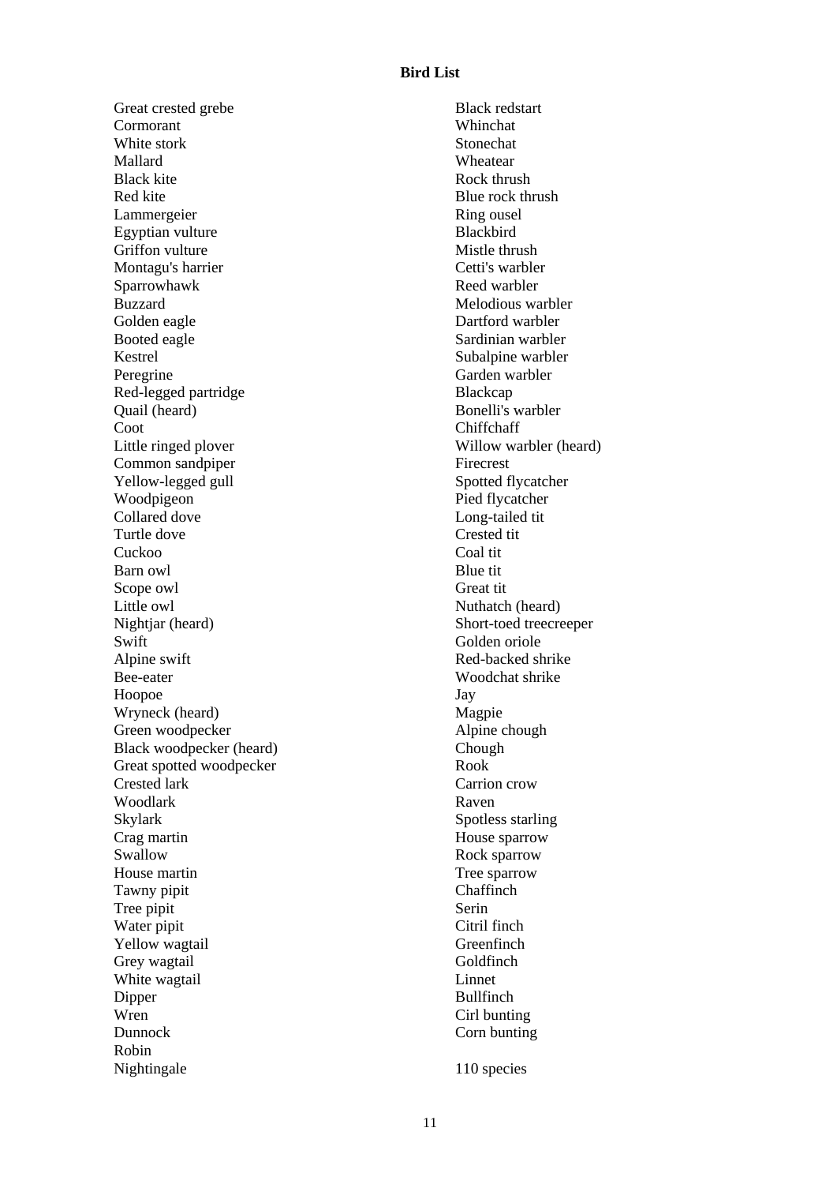**Bird List**

Great crested grebe
Cormorant
White stork
Mallard
Black kite
Red kite
Lammergeier
Egyptian vulture
Griffon vulture
Montagu's harrier
Sparrowhawk
Buzzard
Golden eagle
Booted eagle
Kestrel
Peregrine
Red-legged partridge
Quail (heard)
Coot
Little ringed plover
Common sandpiper
Yellow-legged gull
Woodpigeon
Collared dove
Turtle dove
Cuckoo
Barn owl
Scope owl
Little owl
Nightjar (heard)
Swift
Alpine swift
Bee-eater
Hoopoe
Wryneck (heard)
Green woodpecker
Black woodpecker (heard)
Great spotted woodpecker
Crested lark
Woodlark
Skylark
Crag martin
Swallow
House martin
Tawny pipit
Tree pipit
Water pipit
Yellow wagtail
Grey wagtail
White wagtail
Dipper
Wren
Dunnock
Robin
Nightingale
Black redstart
Whinchat
Stonechat
Wheatear
Rock thrush
Blue rock thrush
Ring ousel
Blackbird
Mistle thrush
Cetti's warbler
Reed warbler
Melodious warbler
Dartford warbler
Sardinian warbler
Subalpine warbler
Garden warbler
Blackcap
Bonelli's warbler
Chiffchaff
Willow warbler (heard)
Firecrest
Spotted flycatcher
Pied flycatcher
Long-tailed tit
Crested tit
Coal tit
Blue tit
Great tit
Nuthatch (heard)
Short-toed treecreeper
Golden oriole
Red-backed shrike
Woodchat shrike
Jay
Magpie
Alpine chough
Chough
Rook
Carrion crow
Raven
Spotless starling
House sparrow
Rock sparrow
Tree sparrow
Chaffinch
Serin
Citril finch
Greenfinch
Goldfinch
Linnet
Bullfinch
Cirl bunting
Corn bunting

110 species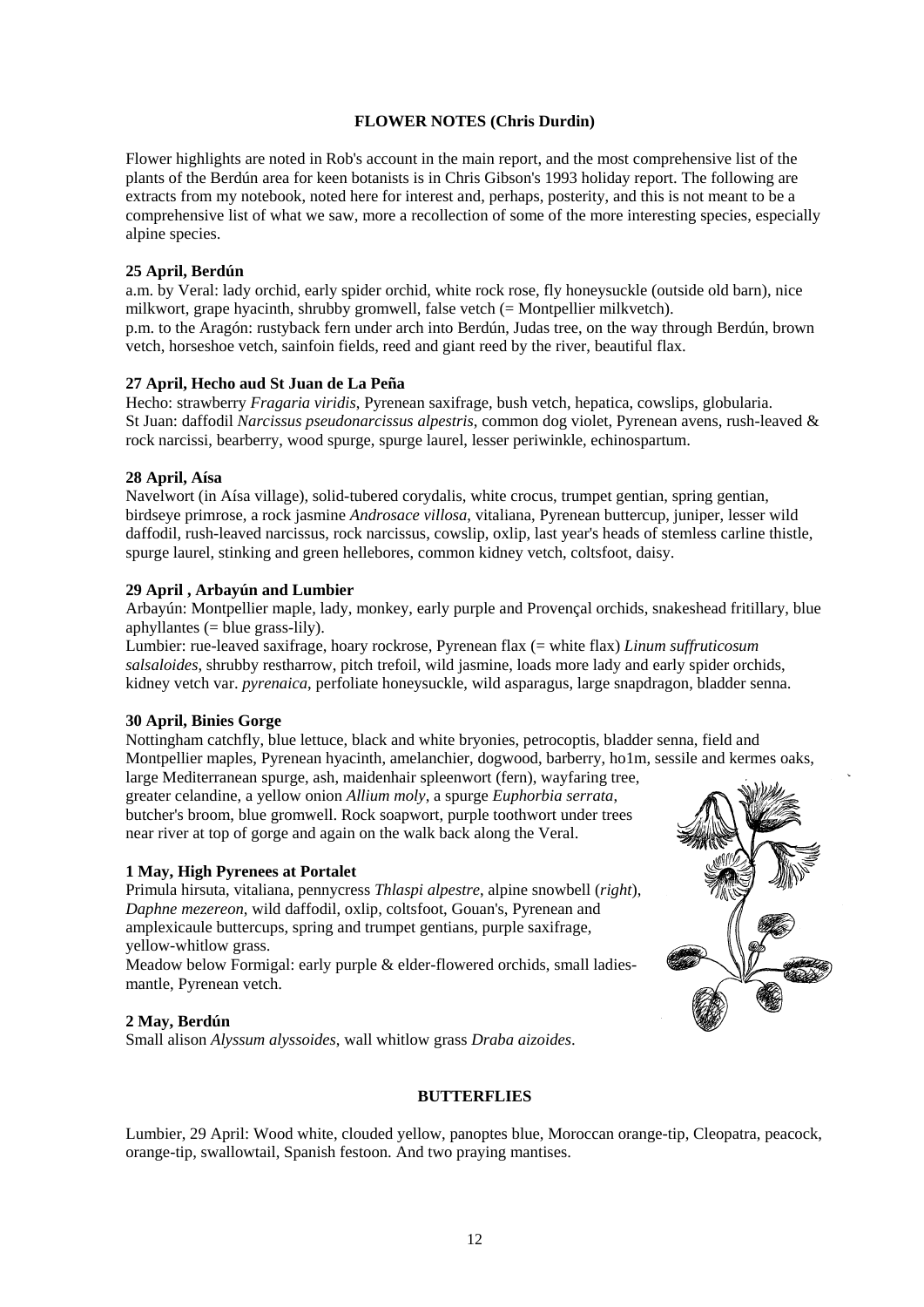**FLOWER NOTES (Chris Durdin)**

Flower highlights are noted in Rob's account in the main report, and the most comprehensive list of the plants of the Berdún area for keen botanists is in Chris Gibson's 1993 holiday report. The following are extracts from my notebook, noted here for interest and, perhaps, posterity, and this is not meant to be a comprehensive list of what we saw, more a recollection of some of the more interesting species, especially alpine species.

**25 April, Berdún**

a.m. by Veral: lady orchid, early spider orchid, white rock rose, fly honeysuckle (outside old barn), nice milkwort, grape hyacinth, shrubby gromwell, false vetch (= Montpellier milkvetch).
p.m. to the Aragón: rustyback fern under arch into Berdún, Judas tree, on the way through Berdún, brown vetch, horseshoe vetch, sainfoin fields, reed and giant reed by the river, beautiful flax.

**27 April, Hecho aud St Juan de La Peña**

Hecho: strawberry *Fragaria viridis*, Pyrenean saxifrage, bush vetch, hepatica, cowslips, globularia.
St Juan: daffodil *Narcissus pseudonarcissus alpestris*, common dog violet, Pyrenean avens, rush-leaved & rock narcissi, bearberry, wood spurge, spurge laurel, lesser periwinkle, echinospartum.

**28 April, Aísa**

Navelwort (in Aísa village), solid-tubered corydalis, white crocus, trumpet gentian, spring gentian, birdseye primrose, a rock jasmine *Androsace villosa*, vitaliana, Pyrenean buttercup, juniper, lesser wild daffodil, rush-leaved narcissus, rock narcissus, cowslip, oxlip, last year's heads of stemless carline thistle, spurge laurel, stinking and green hellebores, common kidney vetch, coltsfoot, daisy.

**29 April , Arbayún and Lumbier**

Arbayún: Montpellier maple, lady, monkey, early purple and Provençal orchids, snakeshead fritillary, blue aphyllantes (= blue grass-lily).
Lumbier: rue-leaved saxifrage, hoary rockrose, Pyrenean flax (= white flax) *Linum suffruticosum salsaloides*, shrubby restharrow, pitch trefoil, wild jasmine, loads more lady and early spider orchids, kidney vetch var. *pyrenaica*, perfoliate honeysuckle, wild asparagus, large snapdragon, bladder senna.

**30 April, Binies Gorge**

Nottingham catchfly, blue lettuce, black and white bryonies, petrocoptis, bladder senna, field and Montpellier maples, Pyrenean hyacinth, amelanchier, dogwood, barberry, ho1m, sessile and kermes oaks, large Mediterranean spurge, ash, maidenhair spleenwort (fern), wayfaring tree, greater celandine, a yellow onion *Allium moly*, a spurge *Euphorbia serrata*, butcher's broom, blue gromwell. Rock soapwort, purple toothwort under trees near river at top of gorge and again on the walk back along the Veral.

**1 May, High Pyrenees at Portalet**

Primula hirsuta, vitaliana, pennycress *Thlaspi alpestre*, alpine snowbell (*right*), *Daphne mezereon*, wild daffodil, oxlip, coltsfoot, Gouan's, Pyrenean and amplexicaule buttercups, spring and trumpet gentians, purple saxifrage, yellow-whitlow grass.
Meadow below Formigal: early purple & elder-flowered orchids, small ladies-mantle, Pyrenean vetch.

**2 May, Berdún**

Small alison *Alyssum alyssoides*, wall whitlow grass *Draba aizoides*.

**BUTTERFLIES**

Lumbier, 29 April: Wood white, clouded yellow, panoptes blue, Moroccan orange-tip, Cleopatra, peacock, orange-tip, swallowtail, Spanish festoon. And two praying mantises.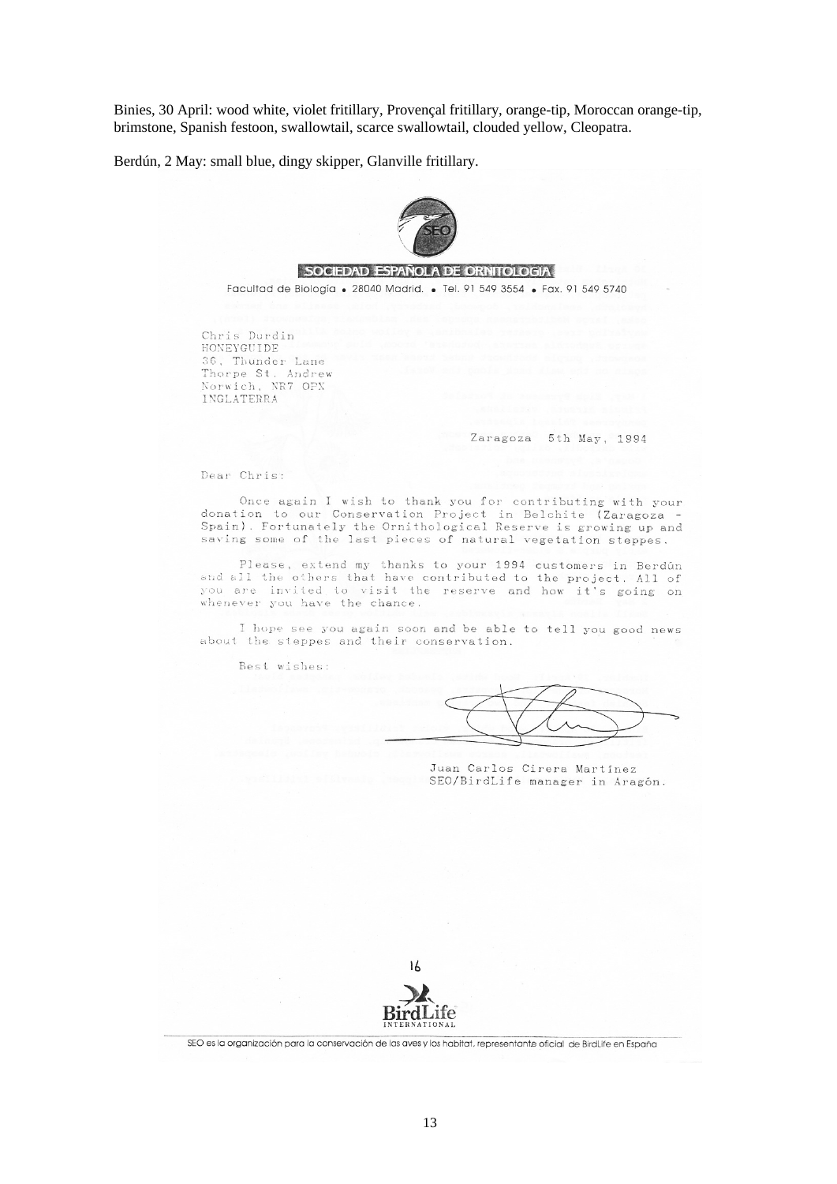Binies, 30 April: wood white, violet fritillary, Provençal fritillary, orange-tip, Moroccan orange-tip, brimstone, Spanish festoon, swallowtail, scarce swallowtail, clouded yellow, Cleopatra.

Berdún, 2 May: small blue, dingy skipper, Glanville fritillary.

SOCIEDAD ESPAÑOLA DE ORNITOLOGIA

Facultad de Biología • 28040 Madrid. • Tel. 91 549 3554 • Fax. 91 549 5740

Chris Durdin
HONEYGUIDE
36, Thunder Lane
Thorpe St. Andrew
Norwich, NR7 OPX
INGLATERRA

Zaragoza 5th May, 1994

Dear Chris:

Once again I wish to thank you for contributing with your donation to our Conservation Project in Belchite (Zaragoza - Spain). Fortunately the Ornithological Reserve is growing up and saving some of the last pieces of natural vegetation steppes.

Please, extend my thanks to your 1994 customers in Berdún and all the others that have contributed to the project. All of you are invited to visit the reserve and how it's going on whenever you have the chance.

I hope see you again soon and be able to tell you good news about the steppes and their conservation.

Best wishes:

Juan Carlos Cirera Martínez
SEO/BirdLife manager in Aragón.

16

BirdLife INTERNATIONAL

SEO es la organización para la conservación de las aves y los habitat, representante oficial de BirdLife en España